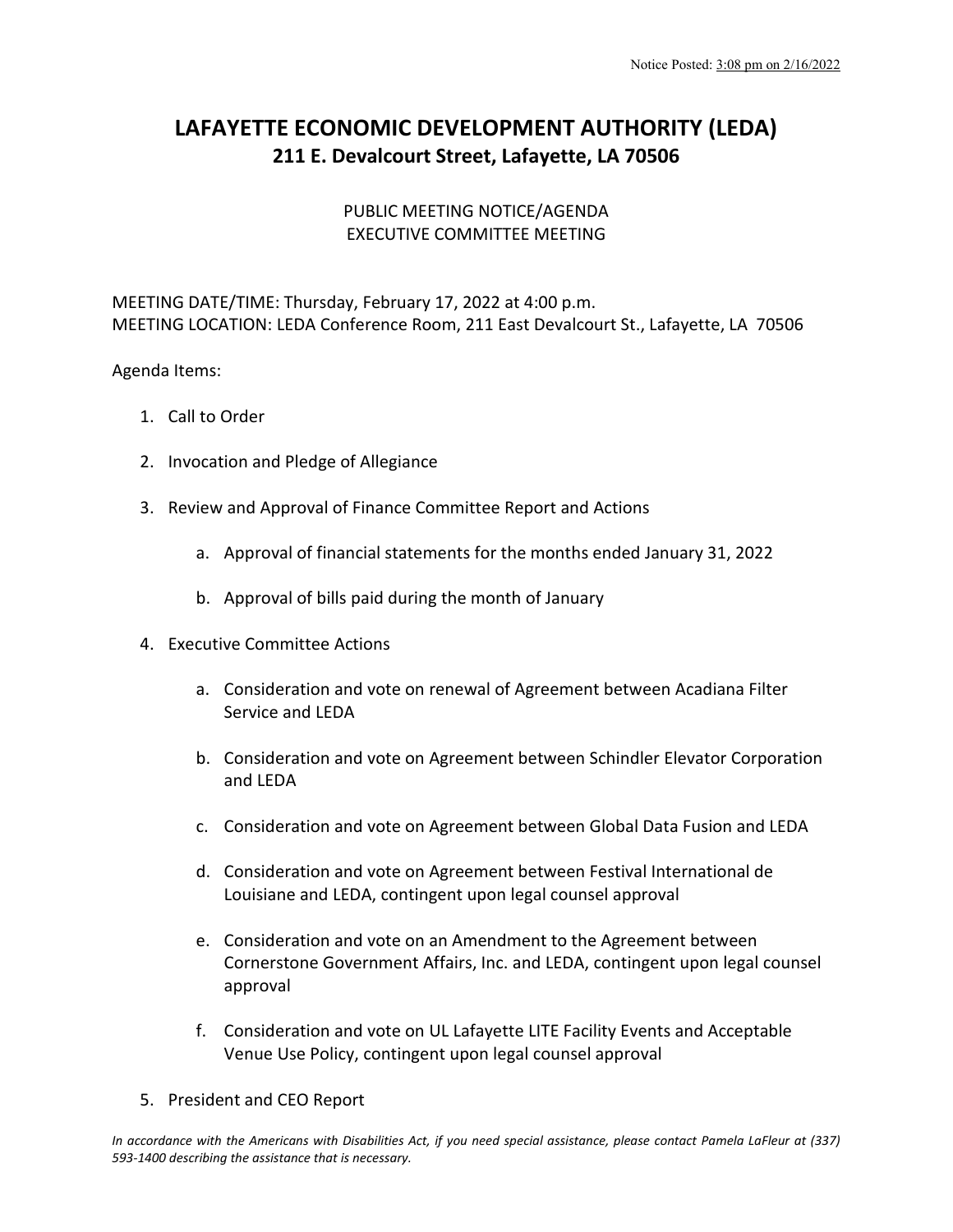Notice Posted: 3:08 pm on 2/16/2022

# LAFAYETTE ECONOMIC DEVELOPMENT AUTHORITY (LEDA)
## 211 E. Devalcourt Street, Lafayette, LA 70506

PUBLIC MEETING NOTICE/AGENDA
EXECUTIVE COMMITTEE MEETING

MEETING DATE/TIME: Thursday, February 17, 2022 at 4:00 p.m.
MEETING LOCATION: LEDA Conference Room, 211 East Devalcourt St., Lafayette, LA 70506

Agenda Items:

1. Call to Order

2. Invocation and Pledge of Allegiance

3. Review and Approval of Finance Committee Report and Actions

   a. Approval of financial statements for the months ended January 31, 2022

   b. Approval of bills paid during the month of January

4. Executive Committee Actions

   a. Consideration and vote on renewal of Agreement between Acadiana Filter Service and LEDA

   b. Consideration and vote on Agreement between Schindler Elevator Corporation and LEDA

   c. Consideration and vote on Agreement between Global Data Fusion and LEDA

   d. Consideration and vote on Agreement between Festival International de Louisiane and LEDA, contingent upon legal counsel approval

   e. Consideration and vote on an Amendment to the Agreement between Cornerstone Government Affairs, Inc. and LEDA, contingent upon legal counsel approval

   f. Consideration and vote on UL Lafayette LITE Facility Events and Acceptable Venue Use Policy, contingent upon legal counsel approval

5. President and CEO Report

*In accordance with the Americans with Disabilities Act, if you need special assistance, please contact Pamela LaFleur at (337) 593-1400 describing the assistance that is necessary.*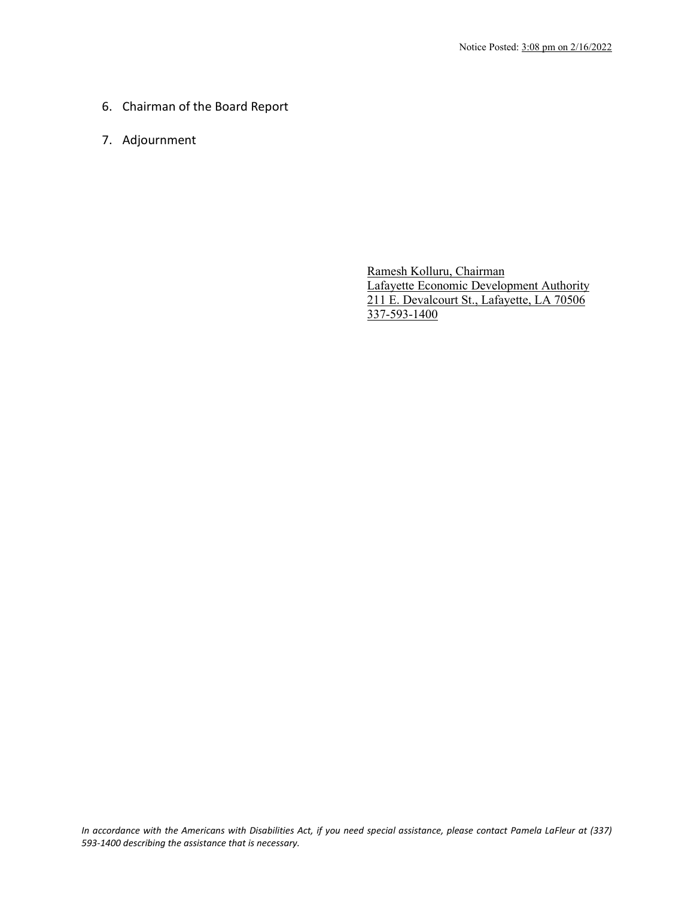Notice Posted: 3:08 pm on 2/16/2022

6. Chairman of the Board Report
7. Adjournment

Ramesh Kolluru, Chairman
Lafayette Economic Development Authority
211 E. Devalcourt St., Lafayette, LA 70506
337-593-1400

*In accordance with the Americans with Disabilities Act, if you need special assistance, please contact Pamela LaFleur at (337) 593-1400 describing the assistance that is necessary.*